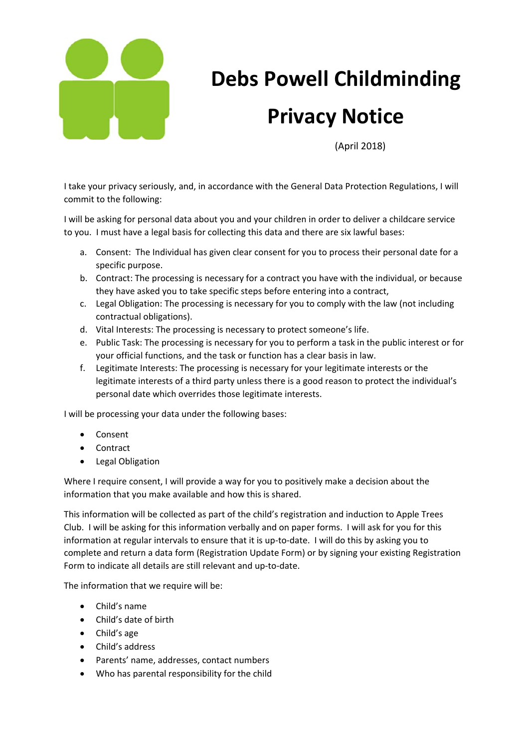# Debs Powell Childminding

# Privacy Notice

(April 2018)

I take your privacy seriously, and, in accordance with the General Data Protection Regulations, I will commit to the following:

I will be asking for personal data about you and your children in order to deliver a childcare service to you. I must have a legal basis for collecting this data and there are six lawful bases:

a. Consent: The Individual has given clear consent for you to process their personal date for a specific purpose.
b. Contract: The processing is necessary for a contract you have with the individual, or because they have asked you to take specific steps before entering into a contract,
c. Legal Obligation: The processing is necessary for you to comply with the law (not including contractual obligations).
d. Vital Interests: The processing is necessary to protect someone's life.
e. Public Task: The processing is necessary for you to perform a task in the public interest or for your official functions, and the task or function has a clear basis in law.
f. Legitimate Interests: The processing is necessary for your legitimate interests or the legitimate interests of a third party unless there is a good reason to protect the individual's personal date which overrides those legitimate interests.

I will be processing your data under the following bases:

- Consent
- Contract
- Legal Obligation

Where I require consent, I will provide a way for you to positively make a decision about the information that you make available and how this is shared.

This information will be collected as part of the child's registration and induction to Apple Trees Club. I will be asking for this information verbally and on paper forms. I will ask for you for this information at regular intervals to ensure that it is up-to-date. I will do this by asking you to complete and return a data form (Registration Update Form) or by signing your existing Registration Form to indicate all details are still relevant and up-to-date.

The information that we require will be:

- Child's name
- Child's date of birth
- Child's age
- Child's address
- Parents' name, addresses, contact numbers
- Who has parental responsibility for the child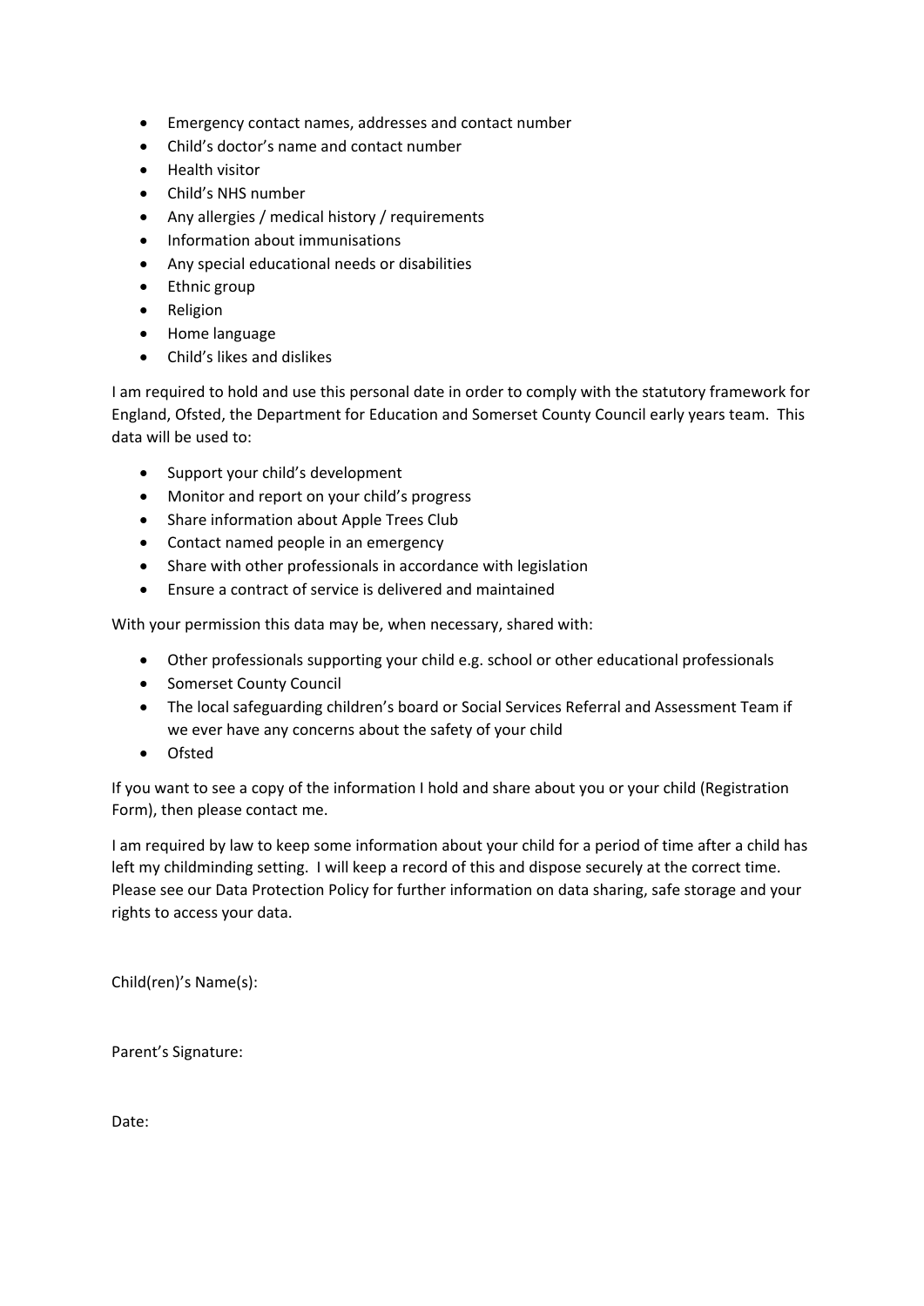- Emergency contact names, addresses and contact number
- Child's doctor's name and contact number
- Health visitor
- Child's NHS number
- Any allergies / medical history / requirements
- Information about immunisations
- Any special educational needs or disabilities
- Ethnic group
- Religion
- Home language
- Child's likes and dislikes

I am required to hold and use this personal date in order to comply with the statutory framework for England, Ofsted, the Department for Education and Somerset County Council early years team. This data will be used to:

- Support your child's development
- Monitor and report on your child's progress
- Share information about Apple Trees Club
- Contact named people in an emergency
- Share with other professionals in accordance with legislation
- Ensure a contract of service is delivered and maintained

With your permission this data may be, when necessary, shared with:

- Other professionals supporting your child e.g. school or other educational professionals
- Somerset County Council
- The local safeguarding children's board or Social Services Referral and Assessment Team if we ever have any concerns about the safety of your child
- Ofsted

If you want to see a copy of the information I hold and share about you or your child (Registration Form), then please contact me.

I am required by law to keep some information about your child for a period of time after a child has left my childminding setting. I will keep a record of this and dispose securely at the correct time. Please see our Data Protection Policy for further information on data sharing, safe storage and your rights to access your data.

Child(ren)'s Name(s):

Parent's Signature:

Date: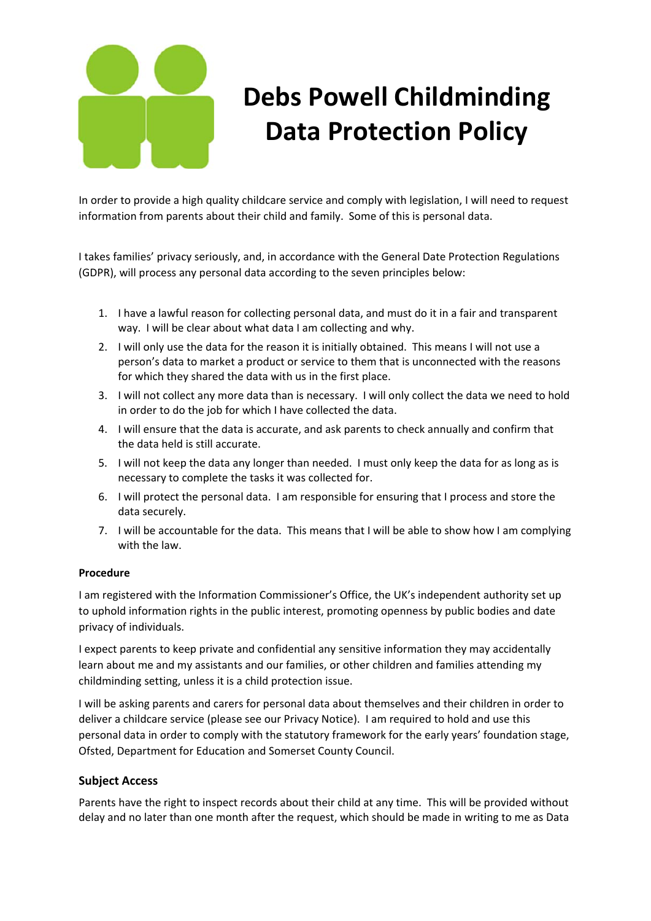# Debs Powell Childminding Data Protection Policy

In order to provide a high quality childcare service and comply with legislation, I will need to request information from parents about their child and family. Some of this is personal data.

I takes families' privacy seriously, and, in accordance with the General Date Protection Regulations (GDPR), will process any personal data according to the seven principles below:

1. I have a lawful reason for collecting personal data, and must do it in a fair and transparent way. I will be clear about what data I am collecting and why.
2. I will only use the data for the reason it is initially obtained. This means I will not use a person's data to market a product or service to them that is unconnected with the reasons for which they shared the data with us in the first place.
3. I will not collect any more data than is necessary. I will only collect the data we need to hold in order to do the job for which I have collected the data.
4. I will ensure that the data is accurate, and ask parents to check annually and confirm that the data held is still accurate.
5. I will not keep the data any longer than needed. I must only keep the data for as long as is necessary to complete the tasks it was collected for.
6. I will protect the personal data. I am responsible for ensuring that I process and store the data securely.
7. I will be accountable for the data. This means that I will be able to show how I am complying with the law.

**Procedure**

I am registered with the Information Commissioner's Office, the UK's independent authority set up to uphold information rights in the public interest, promoting openness by public bodies and date privacy of individuals.

I expect parents to keep private and confidential any sensitive information they may accidentally learn about me and my assistants and our families, or other children and families attending my childminding setting, unless it is a child protection issue.

I will be asking parents and carers for personal data about themselves and their children in order to deliver a childcare service (please see our Privacy Notice). I am required to hold and use this personal data in order to comply with the statutory framework for the early years' foundation stage, Ofsted, Department for Education and Somerset County Council.

## Subject Access

Parents have the right to inspect records about their child at any time. This will be provided without delay and no later than one month after the request, which should be made in writing to me as Data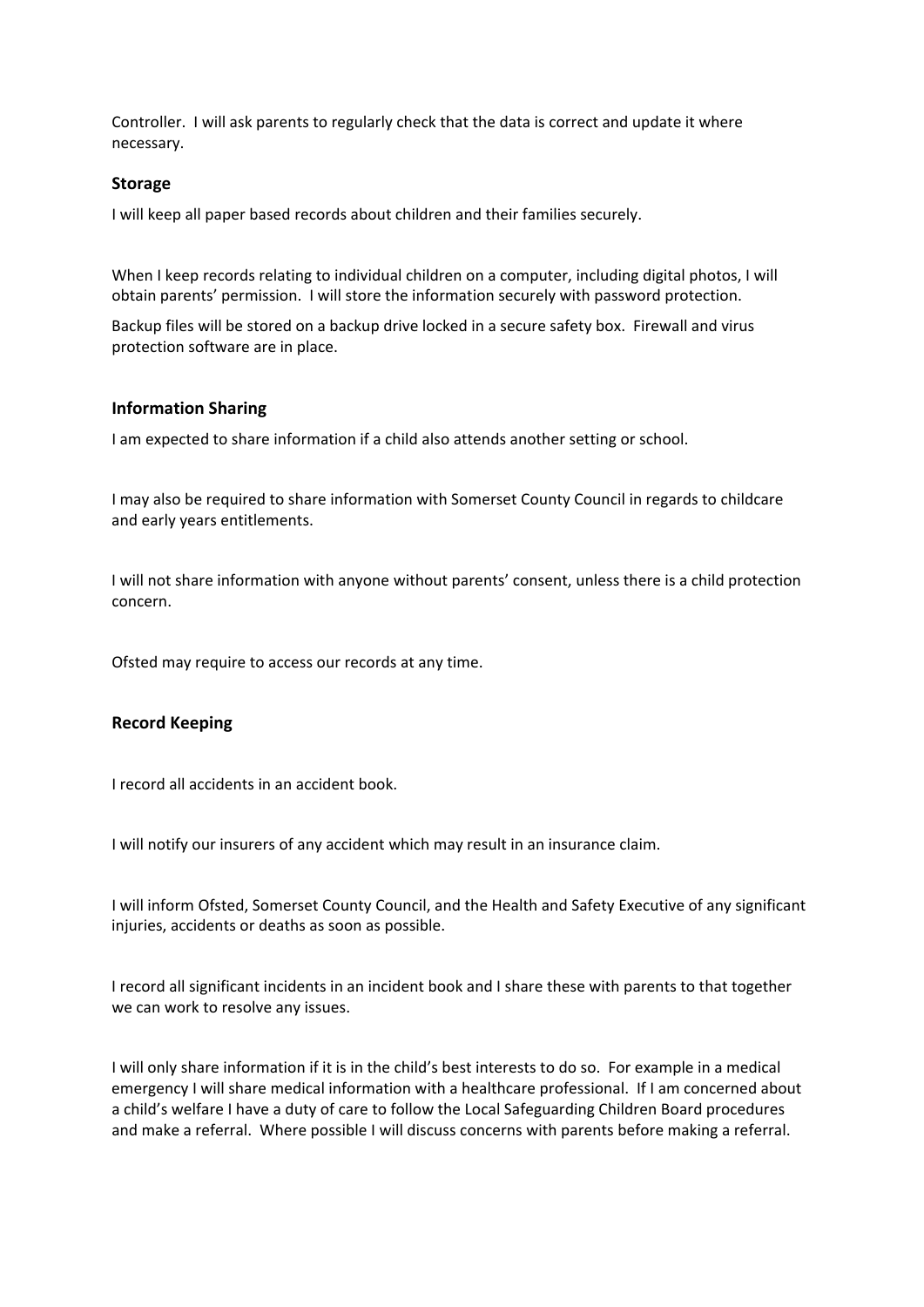Controller. I will ask parents to regularly check that the data is correct and update it where necessary.

### Storage

I will keep all paper based records about children and their families securely.

When I keep records relating to individual children on a computer, including digital photos, I will obtain parents' permission. I will store the information securely with password protection.

Backup files will be stored on a backup drive locked in a secure safety box. Firewall and virus protection software are in place.

### Information Sharing

I am expected to share information if a child also attends another setting or school.

I may also be required to share information with Somerset County Council in regards to childcare and early years entitlements.

I will not share information with anyone without parents' consent, unless there is a child protection concern.

Ofsted may require to access our records at any time.

### Record Keeping

I record all accidents in an accident book.

I will notify our insurers of any accident which may result in an insurance claim.

I will inform Ofsted, Somerset County Council, and the Health and Safety Executive of any significant injuries, accidents or deaths as soon as possible.

I record all significant incidents in an incident book and I share these with parents to that together we can work to resolve any issues.

I will only share information if it is in the child's best interests to do so. For example in a medical emergency I will share medical information with a healthcare professional. If I am concerned about a child's welfare I have a duty of care to follow the Local Safeguarding Children Board procedures and make a referral. Where possible I will discuss concerns with parents before making a referral.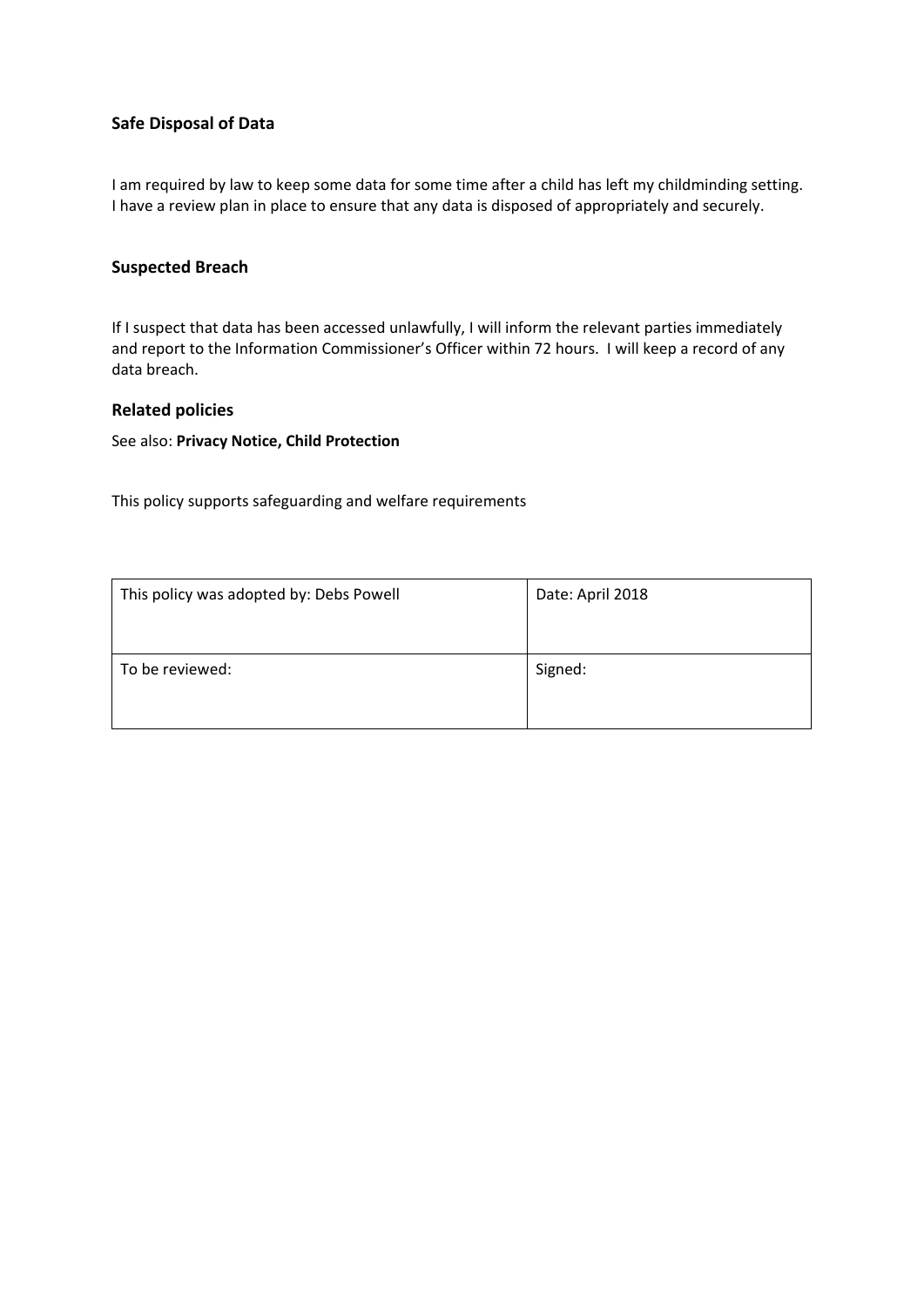### Safe Disposal of Data

I am required by law to keep some data for some time after a child has left my childminding setting. I have a review plan in place to ensure that any data is disposed of appropriately and securely.

### Suspected Breach

If I suspect that data has been accessed unlawfully, I will inform the relevant parties immediately and report to the Information Commissioner's Officer within 72 hours. I will keep a record of any data breach.

### Related policies

See also: **Privacy Notice, Child Protection**

This policy supports safeguarding and welfare requirements

| | |
|---|---|
| This policy was adopted by: Debs Powell | Date: April 2018 |
| To be reviewed: | Signed: |